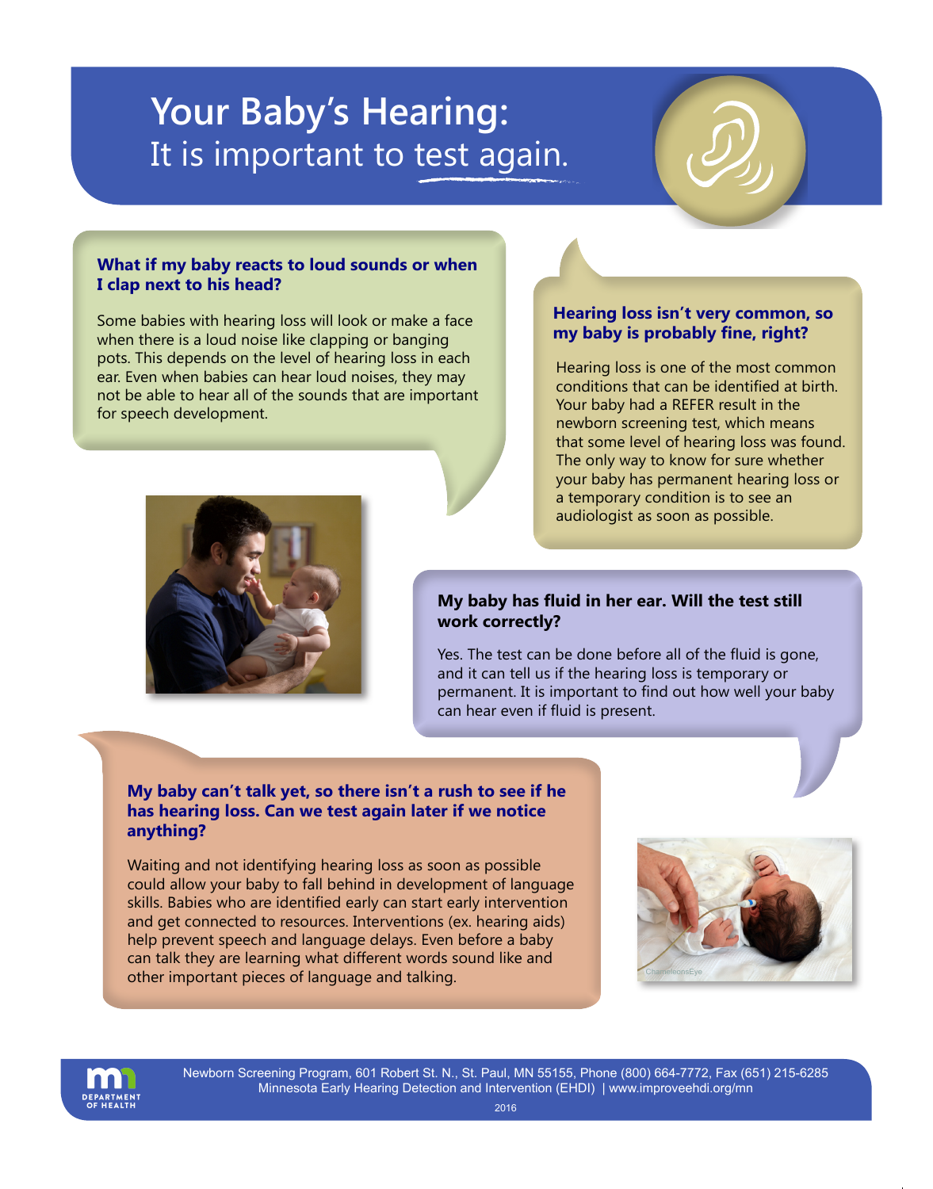# Your Baby's Hearing:

## It is important to test again.

### What if my baby reacts to loud sounds or when I clap next to his head?

Some babies with hearing loss will look or make a face when there is a loud noise like clapping or banging pots. This depends on the level of hearing loss in each ear. Even when babies can hear loud noises, they may not be able to hear all of the sounds that are important for speech development.

### Hearing loss isn't very common, so my baby is probably fine, right?

Hearing loss is one of the most common conditions that can be identified at birth. Your baby had a REFER result in the newborn screening test, which means that some level of hearing loss was found. The only way to know for sure whether your baby has permanent hearing loss or a temporary condition is to see an audiologist as soon as possible.

### My baby has fluid in her ear. Will the test still work correctly?

Yes. The test can be done before all of the fluid is gone, and it can tell us if the hearing loss is temporary or permanent. It is important to find out how well your baby can hear even if fluid is present.

### My baby can't talk yet, so there isn't a rush to see if he has hearing loss. Can we test again later if we notice anything?

Waiting and not identifying hearing loss as soon as possible could allow your baby to fall behind in development of language skills. Babies who are identified early can start early intervention and get connected to resources. Interventions (ex. hearing aids) help prevent speech and language delays. Even before a baby can talk they are learning what different words sound like and other important pieces of language and talking.

DEPARTMENT OF HEALTH

Newborn Screening Program, 601 Robert St. N., St. Paul, MN 55155, Phone (800) 664-7772, Fax (651) 215-6285
Minnesota Early Hearing Detection and Intervention (EHDI) | www.improveehdi.org/mn

2016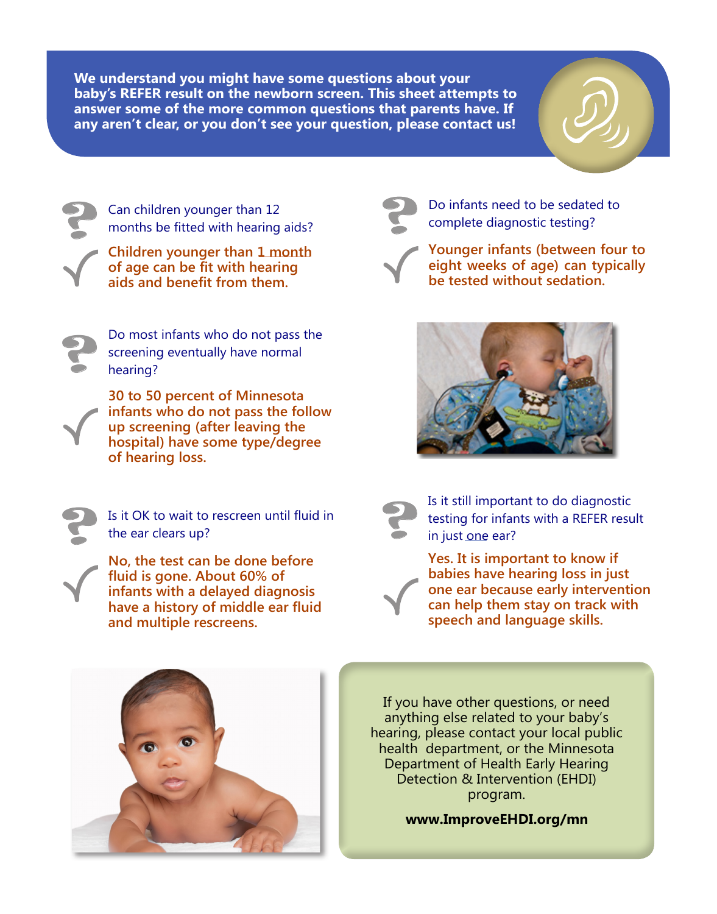**We understand you might have some questions about your baby's REFER result on the newborn screen. This sheet attempts to answer some of the more common questions that parents have. If any aren't clear, or you don't see your question, please contact us!**

Can children younger than 12 months be fitted with hearing aids?

**Children younger than 1 month of age can be fit with hearing aids and benefit from them.**

Do most infants who do not pass the screening eventually have normal hearing?

**30 to 50 percent of Minnesota infants who do not pass the follow up screening (after leaving the hospital) have some type/degree of hearing loss.**

Is it OK to wait to rescreen until fluid in the ear clears up?

**No, the test can be done before fluid is gone. About 60% of infants with a delayed diagnosis have a history of middle ear fluid and multiple rescreens.**

Do infants need to be sedated to complete diagnostic testing?

**Younger infants (between four to eight weeks of age) can typically be tested without sedation.**

Is it still important to do diagnostic testing for infants with a REFER result in just one ear?

**Yes. It is important to know if babies have hearing loss in just one ear because early intervention can help them stay on track with speech and language skills.**

If you have other questions, or need anything else related to your baby's hearing, please contact your local public health department, or the Minnesota Department of Health Early Hearing Detection & Intervention (EHDI) program.

**www.ImproveEHDI.org/mn**